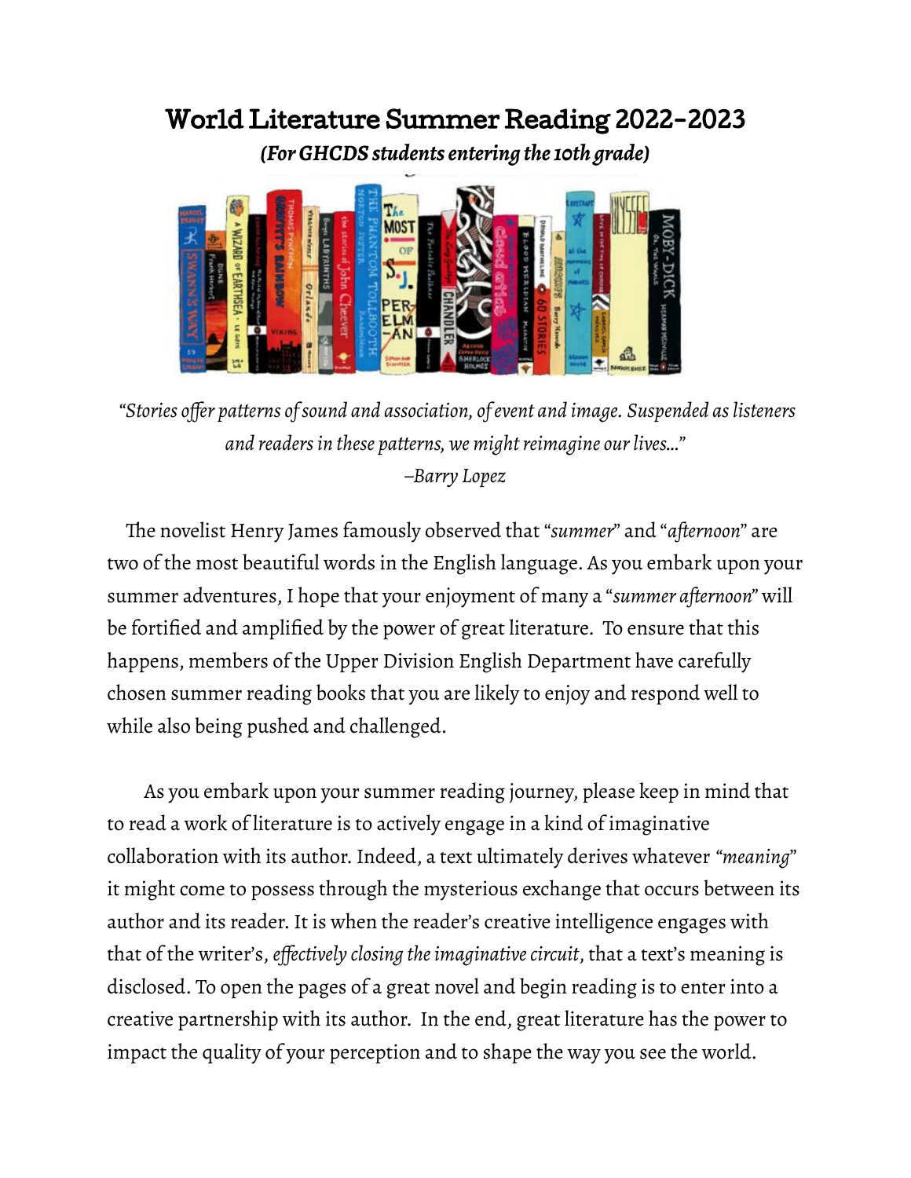# World Literature Summer Reading 2022-2023

***(For GHCDS students entering the 10th grade)***

*"Stories offer patterns of sound and association, of event and image. Suspended as listeners and readers in these patterns, we might reimagine our lives..."*
*–Barry Lopez*

The novelist Henry James famously observed that "*summer*" and "*afternoon*" are two of the most beautiful words in the English language. As you embark upon your summer adventures, I hope that your enjoyment of many a "*summer afternoon*" will be fortified and amplified by the power of great literature. To ensure that this happens, members of the Upper Division English Department have carefully chosen summer reading books that you are likely to enjoy and respond well to while also being pushed and challenged.

As you embark upon your summer reading journey, please keep in mind that to read a work of literature is to actively engage in a kind of imaginative collaboration with its author. Indeed, a text ultimately derives whatever *"meaning"* it might come to possess through the mysterious exchange that occurs between its author and its reader. It is when the reader's creative intelligence engages with that of the writer's, *effectively closing the imaginative circuit*, that a text's meaning is disclosed. To open the pages of a great novel and begin reading is to enter into a creative partnership with its author. In the end, great literature has the power to impact the quality of your perception and to shape the way you see the world.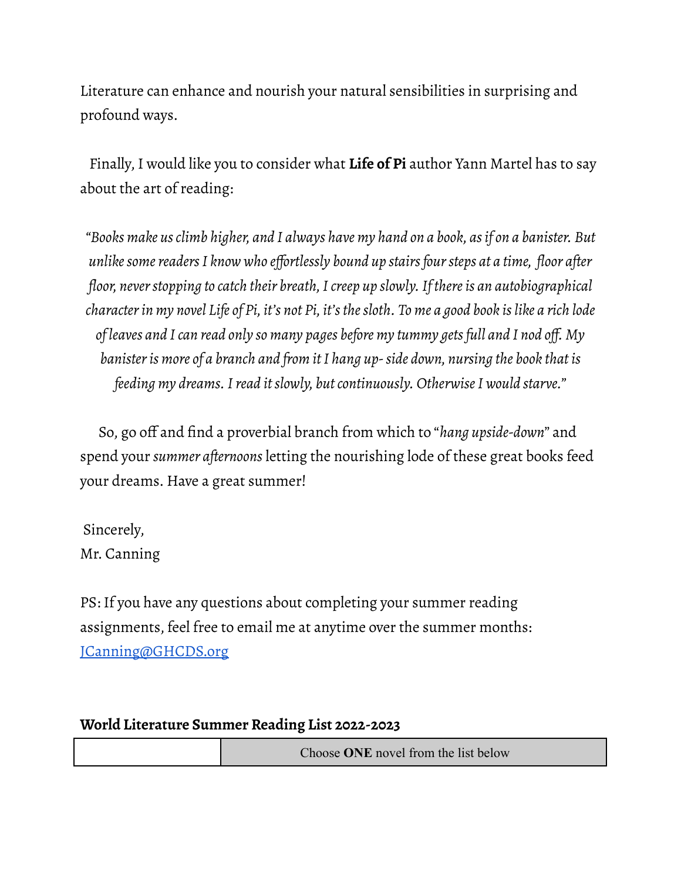Literature can enhance and nourish your natural sensibilities in surprising and profound ways.

Finally, I would like you to consider what **Life of Pi** author Yann Martel has to say about the art of reading:

> *"Books make us climb higher, and I always have my hand on a book, as if on a banister. But unlike some readers I know who effortlessly bound up stairs four steps at a time, floor after floor, never stopping to catch their breath, I creep up slowly. If there is an autobiographical character in my novel Life of Pi, it's not Pi, it's the sloth. To me a good book is like a rich lode of leaves and I can read only so many pages before my tummy gets full and I nod off. My banister is more of a branch and from it I hang up- side down, nursing the book that is feeding my dreams. I read it slowly, but continuously. Otherwise I would starve."*

So, go off and find a proverbial branch from which to "*hang upside-down*" and spend your *summer afternoons* letting the nourishing lode of these great books feed your dreams. Have a great summer!

Sincerely,
Mr. Canning

PS: If you have any questions about completing your summer reading assignments, feel free to email me at anytime over the summer months: [JCanning@GHCDS.org](mailto:JCanning@GHCDS.org)

**World Literature Summer Reading List 2022-2023**

| | Choose **ONE** novel from the list below |
|---|---|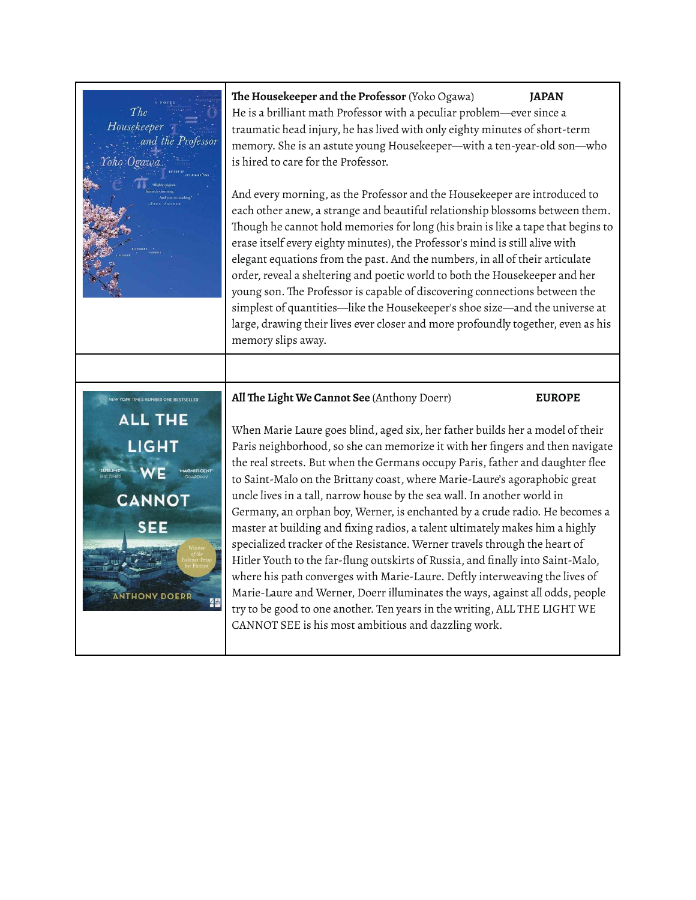| | |
|---|---|
| | **The Housekeeper and the Professor** (Yoko Ogawa) **JAPAN**<br>He is a brilliant math Professor with a peculiar problem—ever since a traumatic head injury, he has lived with only eighty minutes of short-term memory. She is an astute young Housekeeper—with a ten-year-old son—who is hired to care for the Professor.<br><br>And every morning, as the Professor and the Housekeeper are introduced to each other anew, a strange and beautiful relationship blossoms between them. Though he cannot hold memories for long (his brain is like a tape that begins to erase itself every eighty minutes), the Professor's mind is still alive with elegant equations from the past. And the numbers, in all of their articulate order, reveal a sheltering and poetic world to both the Housekeeper and her young son. The Professor is capable of discovering connections between the simplest of quantities—like the Housekeeper's shoe size—and the universe at large, drawing their lives ever closer and more profoundly together, even as his memory slips away. |
| | |
| | **All The Light We Cannot See** (Anthony Doerr) **EUROPE**<br><br>When Marie Laure goes blind, aged six, her father builds her a model of their Paris neighborhood, so she can memorize it with her fingers and then navigate the real streets. But when the Germans occupy Paris, father and daughter flee to Saint-Malo on the Brittany coast, where Marie-Laure's agoraphobic great uncle lives in a tall, narrow house by the sea wall. In another world in Germany, an orphan boy, Werner, is enchanted by a crude radio. He becomes a master at building and fixing radios, a talent ultimately makes him a highly specialized tracker of the Resistance. Werner travels through the heart of Hitler Youth to the far-flung outskirts of Russia, and finally into Saint-Malo, where his path converges with Marie-Laure. Deftly interweaving the lives of Marie-Laure and Werner, Doerr illuminates the ways, against all odds, people try to be good to one another. Ten years in the writing, ALL THE LIGHT WE CANNOT SEE is his most ambitious and dazzling work. |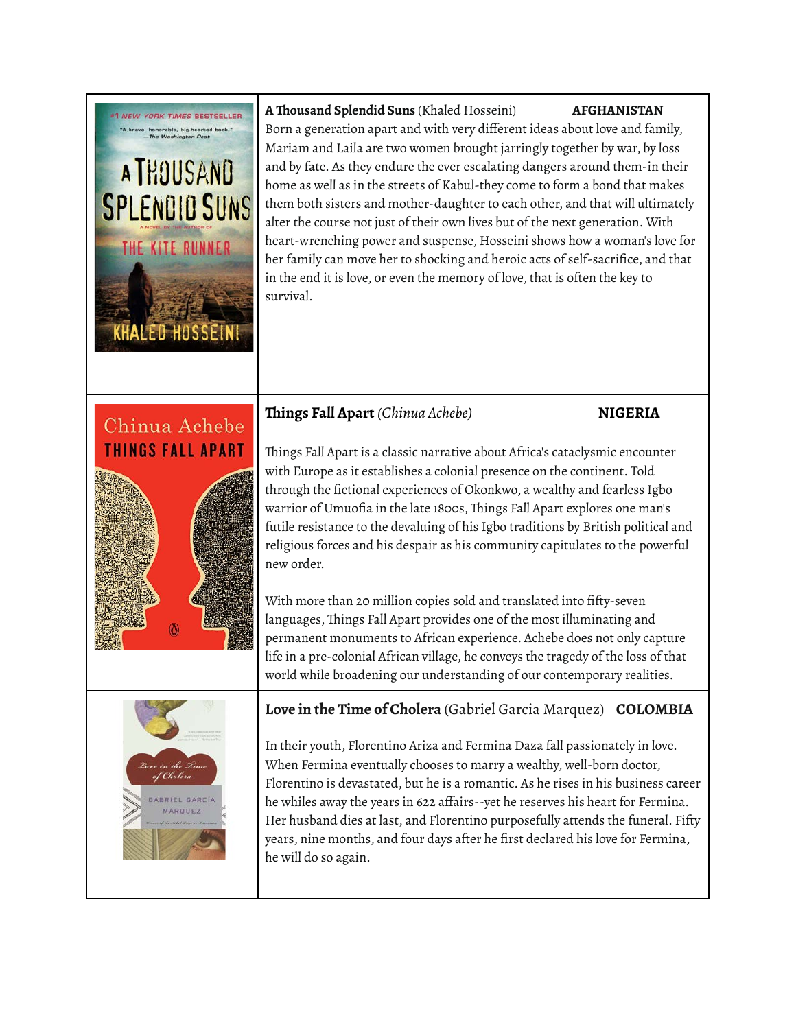**A Thousand Splendid Suns** (Khaled Hosseini) **AFGHANISTAN**

Born a generation apart and with very different ideas about love and family, Mariam and Laila are two women brought jarringly together by war, by loss and by fate. As they endure the ever escalating dangers around them-in their home as well as in the streets of Kabul-they come to form a bond that makes them both sisters and mother-daughter to each other, and that will ultimately alter the course not just of their own lives but of the next generation. With heart-wrenching power and suspense, Hosseini shows how a woman's love for her family can move her to shocking and heroic acts of self-sacrifice, and that in the end it is love, or even the memory of love, that is often the key to survival.

**Things Fall Apart** *(Chinua Achebe)* **NIGERIA**

Things Fall Apart is a classic narrative about Africa's cataclysmic encounter with Europe as it establishes a colonial presence on the continent. Told through the fictional experiences of Okonkwo, a wealthy and fearless Igbo warrior of Umuofia in the late 1800s, Things Fall Apart explores one man's futile resistance to the devaluing of his Igbo traditions by British political and religious forces and his despair as his community capitulates to the powerful new order.

With more than 20 million copies sold and translated into fifty-seven languages, Things Fall Apart provides one of the most illuminating and permanent monuments to African experience. Achebe does not only capture life in a pre-colonial African village, he conveys the tragedy of the loss of that world while broadening our understanding of our contemporary realities.

**Love in the Time of Cholera** (Gabriel Garcia Marquez) **COLOMBIA**

In their youth, Florentino Ariza and Fermina Daza fall passionately in love. When Fermina eventually chooses to marry a wealthy, well-born doctor, Florentino is devastated, but he is a romantic. As he rises in his business career he whiles away the years in 622 affairs--yet he reserves his heart for Fermina. Her husband dies at last, and Florentino purposefully attends the funeral. Fifty years, nine months, and four days after he first declared his love for Fermina, he will do so again.